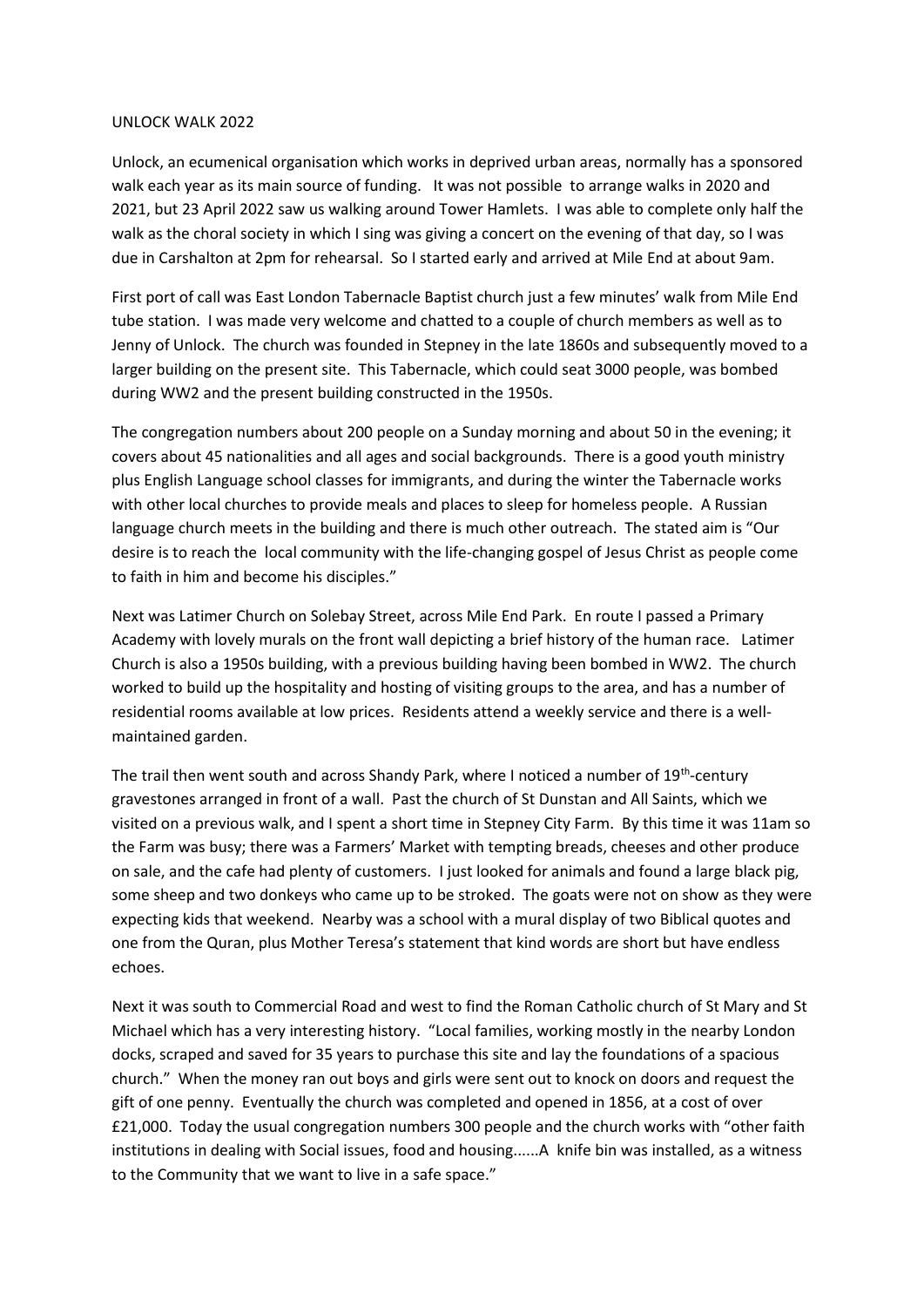UNLOCK WALK 2022

Unlock, an ecumenical organisation which works in deprived urban areas, normally has a sponsored walk each year as its main source of funding. It was not possible to arrange walks in 2020 and 2021, but 23 April 2022 saw us walking around Tower Hamlets. I was able to complete only half the walk as the choral society in which I sing was giving a concert on the evening of that day, so I was due in Carshalton at 2pm for rehearsal. So I started early and arrived at Mile End at about 9am.

First port of call was East London Tabernacle Baptist church just a few minutes' walk from Mile End tube station. I was made very welcome and chatted to a couple of church members as well as to Jenny of Unlock. The church was founded in Stepney in the late 1860s and subsequently moved to a larger building on the present site. This Tabernacle, which could seat 3000 people, was bombed during WW2 and the present building constructed in the 1950s.

The congregation numbers about 200 people on a Sunday morning and about 50 in the evening; it covers about 45 nationalities and all ages and social backgrounds. There is a good youth ministry plus English Language school classes for immigrants, and during the winter the Tabernacle works with other local churches to provide meals and places to sleep for homeless people. A Russian language church meets in the building and there is much other outreach. The stated aim is "Our desire is to reach the local community with the life-changing gospel of Jesus Christ as people come to faith in him and become his disciples."

Next was Latimer Church on Solebay Street, across Mile End Park. En route I passed a Primary Academy with lovely murals on the front wall depicting a brief history of the human race. Latimer Church is also a 1950s building, with a previous building having been bombed in WW2. The church worked to build up the hospitality and hosting of visiting groups to the area, and has a number of residential rooms available at low prices. Residents attend a weekly service and there is a well-maintained garden.

The trail then went south and across Shandy Park, where I noticed a number of 19th-century gravestones arranged in front of a wall. Past the church of St Dunstan and All Saints, which we visited on a previous walk, and I spent a short time in Stepney City Farm. By this time it was 11am so the Farm was busy; there was a Farmers' Market with tempting breads, cheeses and other produce on sale, and the cafe had plenty of customers. I just looked for animals and found a large black pig, some sheep and two donkeys who came up to be stroked. The goats were not on show as they were expecting kids that weekend. Nearby was a school with a mural display of two Biblical quotes and one from the Quran, plus Mother Teresa's statement that kind words are short but have endless echoes.

Next it was south to Commercial Road and west to find the Roman Catholic church of St Mary and St Michael which has a very interesting history. "Local families, working mostly in the nearby London docks, scraped and saved for 35 years to purchase this site and lay the foundations of a spacious church." When the money ran out boys and girls were sent out to knock on doors and request the gift of one penny. Eventually the church was completed and opened in 1856, at a cost of over £21,000. Today the usual congregation numbers 300 people and the church works with "other faith institutions in dealing with Social issues, food and housing......A knife bin was installed, as a witness to the Community that we want to live in a safe space."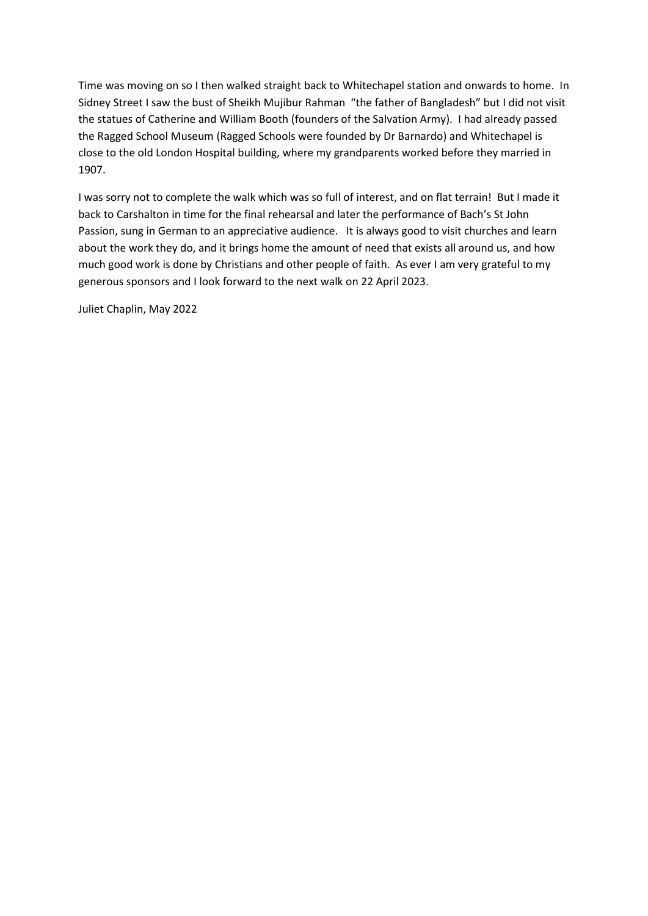Time was moving on so I then walked straight back to Whitechapel station and onwards to home. In Sidney Street I saw the bust of Sheikh Mujibur Rahman "the father of Bangladesh" but I did not visit the statues of Catherine and William Booth (founders of the Salvation Army). I had already passed the Ragged School Museum (Ragged Schools were founded by Dr Barnardo) and Whitechapel is close to the old London Hospital building, where my grandparents worked before they married in 1907.

I was sorry not to complete the walk which was so full of interest, and on flat terrain! But I made it back to Carshalton in time for the final rehearsal and later the performance of Bach's St John Passion, sung in German to an appreciative audience. It is always good to visit churches and learn about the work they do, and it brings home the amount of need that exists all around us, and how much good work is done by Christians and other people of faith. As ever I am very grateful to my generous sponsors and I look forward to the next walk on 22 April 2023.

Juliet Chaplin, May 2022